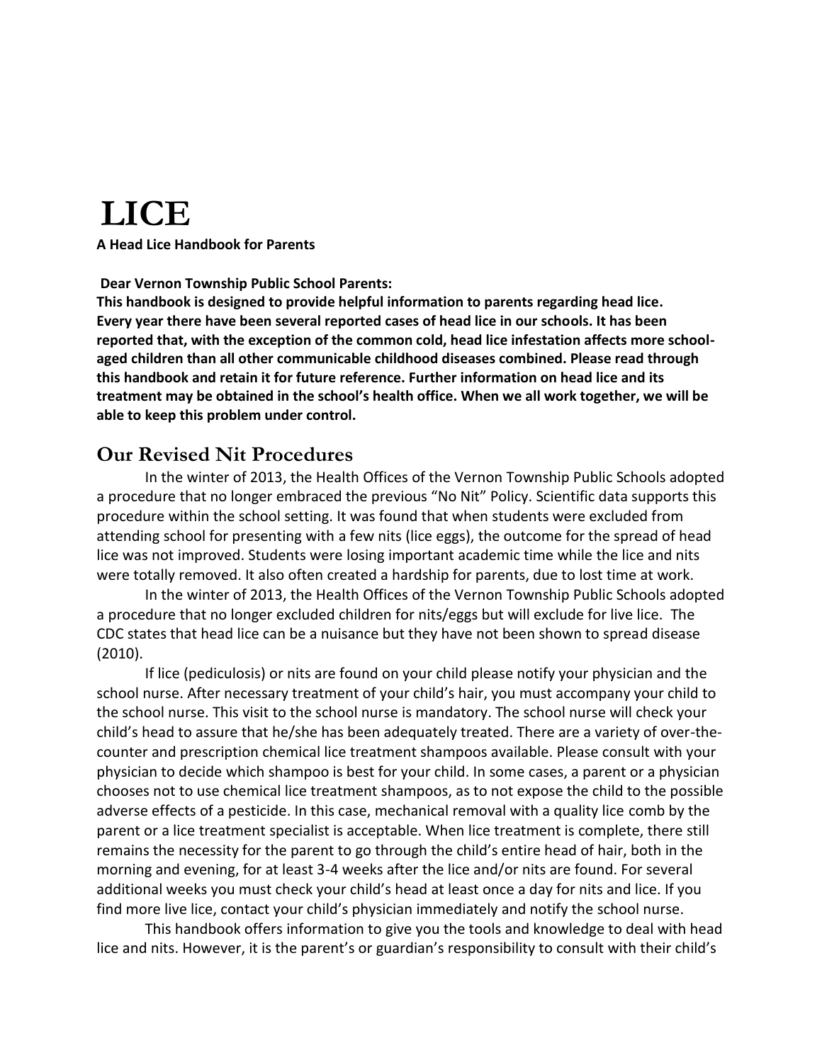# LICE

**A Head Lice Handbook for Parents**

**Dear Vernon Township Public School Parents:**
**This handbook is designed to provide helpful information to parents regarding head lice. Every year there have been several reported cases of head lice in our schools. It has been reported that, with the exception of the common cold, head lice infestation affects more school-aged children than all other communicable childhood diseases combined. Please read through this handbook and retain it for future reference. Further information on head lice and its treatment may be obtained in the school's health office. When we all work together, we will be able to keep this problem under control.**

## Our Revised Nit Procedures

In the winter of 2013, the Health Offices of the Vernon Township Public Schools adopted a procedure that no longer embraced the previous "No Nit" Policy. Scientific data supports this procedure within the school setting. It was found that when students were excluded from attending school for presenting with a few nits (lice eggs), the outcome for the spread of head lice was not improved. Students were losing important academic time while the lice and nits were totally removed. It also often created a hardship for parents, due to lost time at work.

In the winter of 2013, the Health Offices of the Vernon Township Public Schools adopted a procedure that no longer excluded children for nits/eggs but will exclude for live lice. The CDC states that head lice can be a nuisance but they have not been shown to spread disease (2010).

If lice (pediculosis) or nits are found on your child please notify your physician and the school nurse. After necessary treatment of your child's hair, you must accompany your child to the school nurse. This visit to the school nurse is mandatory. The school nurse will check your child's head to assure that he/she has been adequately treated. There are a variety of over-the-counter and prescription chemical lice treatment shampoos available. Please consult with your physician to decide which shampoo is best for your child. In some cases, a parent or a physician chooses not to use chemical lice treatment shampoos, as to not expose the child to the possible adverse effects of a pesticide. In this case, mechanical removal with a quality lice comb by the parent or a lice treatment specialist is acceptable. When lice treatment is complete, there still remains the necessity for the parent to go through the child's entire head of hair, both in the morning and evening, for at least 3-4 weeks after the lice and/or nits are found. For several additional weeks you must check your child's head at least once a day for nits and lice. If you find more live lice, contact your child's physician immediately and notify the school nurse.

This handbook offers information to give you the tools and knowledge to deal with head lice and nits. However, it is the parent's or guardian's responsibility to consult with their child's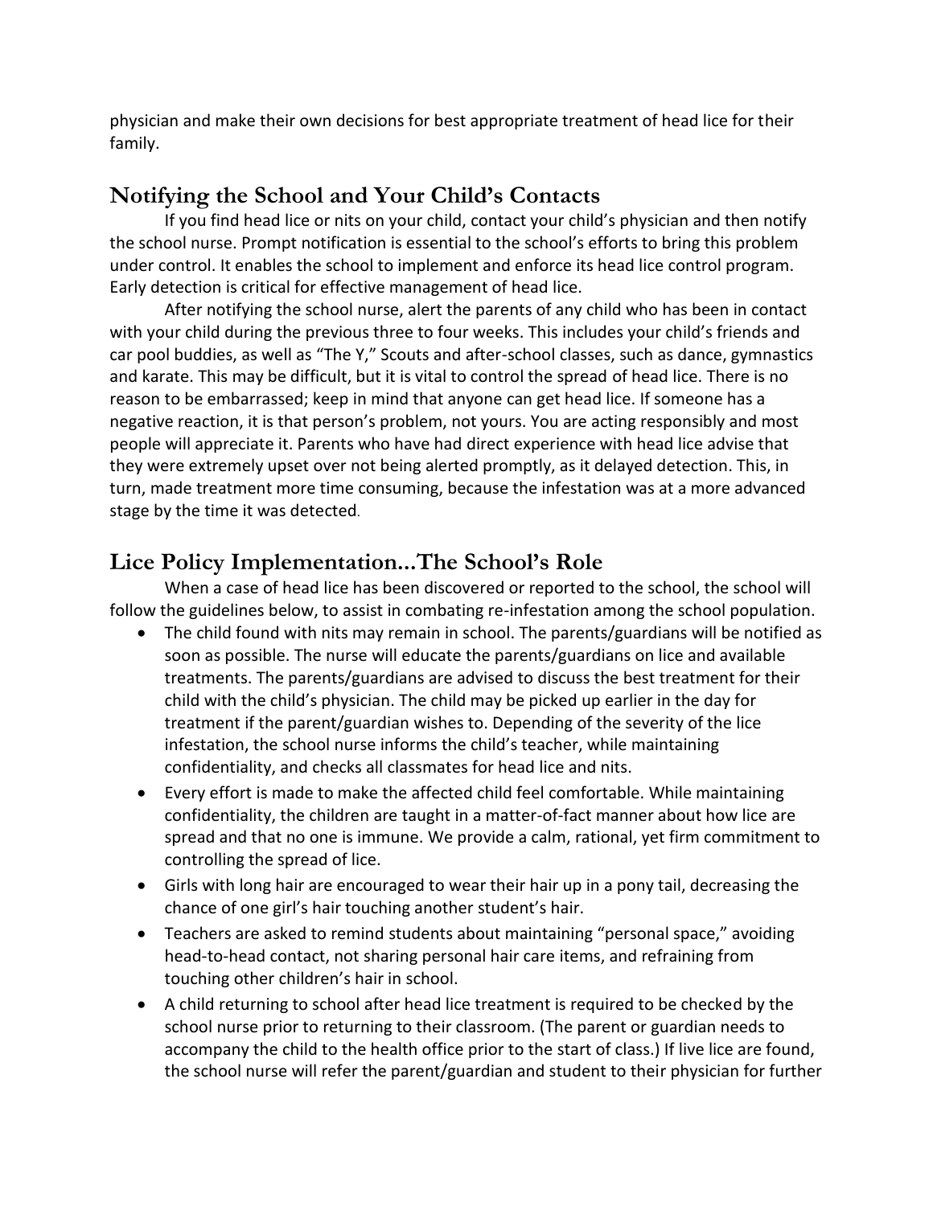physician and make their own decisions for best appropriate treatment of head lice for their family.

## Notifying the School and Your Child's Contacts

If you find head lice or nits on your child, contact your child's physician and then notify the school nurse. Prompt notification is essential to the school's efforts to bring this problem under control. It enables the school to implement and enforce its head lice control program. Early detection is critical for effective management of head lice.

After notifying the school nurse, alert the parents of any child who has been in contact with your child during the previous three to four weeks. This includes your child's friends and car pool buddies, as well as "The Y," Scouts and after-school classes, such as dance, gymnastics and karate. This may be difficult, but it is vital to control the spread of head lice. There is no reason to be embarrassed; keep in mind that anyone can get head lice. If someone has a negative reaction, it is that person's problem, not yours. You are acting responsibly and most people will appreciate it. Parents who have had direct experience with head lice advise that they were extremely upset over not being alerted promptly, as it delayed detection. This, in turn, made treatment more time consuming, because the infestation was at a more advanced stage by the time it was detected.

## Lice Policy Implementation...The School's Role

When a case of head lice has been discovered or reported to the school, the school will follow the guidelines below, to assist in combating re-infestation among the school population.

- The child found with nits may remain in school. The parents/guardians will be notified as soon as possible. The nurse will educate the parents/guardians on lice and available treatments. The parents/guardians are advised to discuss the best treatment for their child with the child's physician. The child may be picked up earlier in the day for treatment if the parent/guardian wishes to. Depending of the severity of the lice infestation, the school nurse informs the child's teacher, while maintaining confidentiality, and checks all classmates for head lice and nits.
- Every effort is made to make the affected child feel comfortable. While maintaining confidentiality, the children are taught in a matter-of-fact manner about how lice are spread and that no one is immune. We provide a calm, rational, yet firm commitment to controlling the spread of lice.
- Girls with long hair are encouraged to wear their hair up in a pony tail, decreasing the chance of one girl's hair touching another student's hair.
- Teachers are asked to remind students about maintaining "personal space," avoiding head-to-head contact, not sharing personal hair care items, and refraining from touching other children's hair in school.
- A child returning to school after head lice treatment is required to be checked by the school nurse prior to returning to their classroom. (The parent or guardian needs to accompany the child to the health office prior to the start of class.) If live lice are found, the school nurse will refer the parent/guardian and student to their physician for further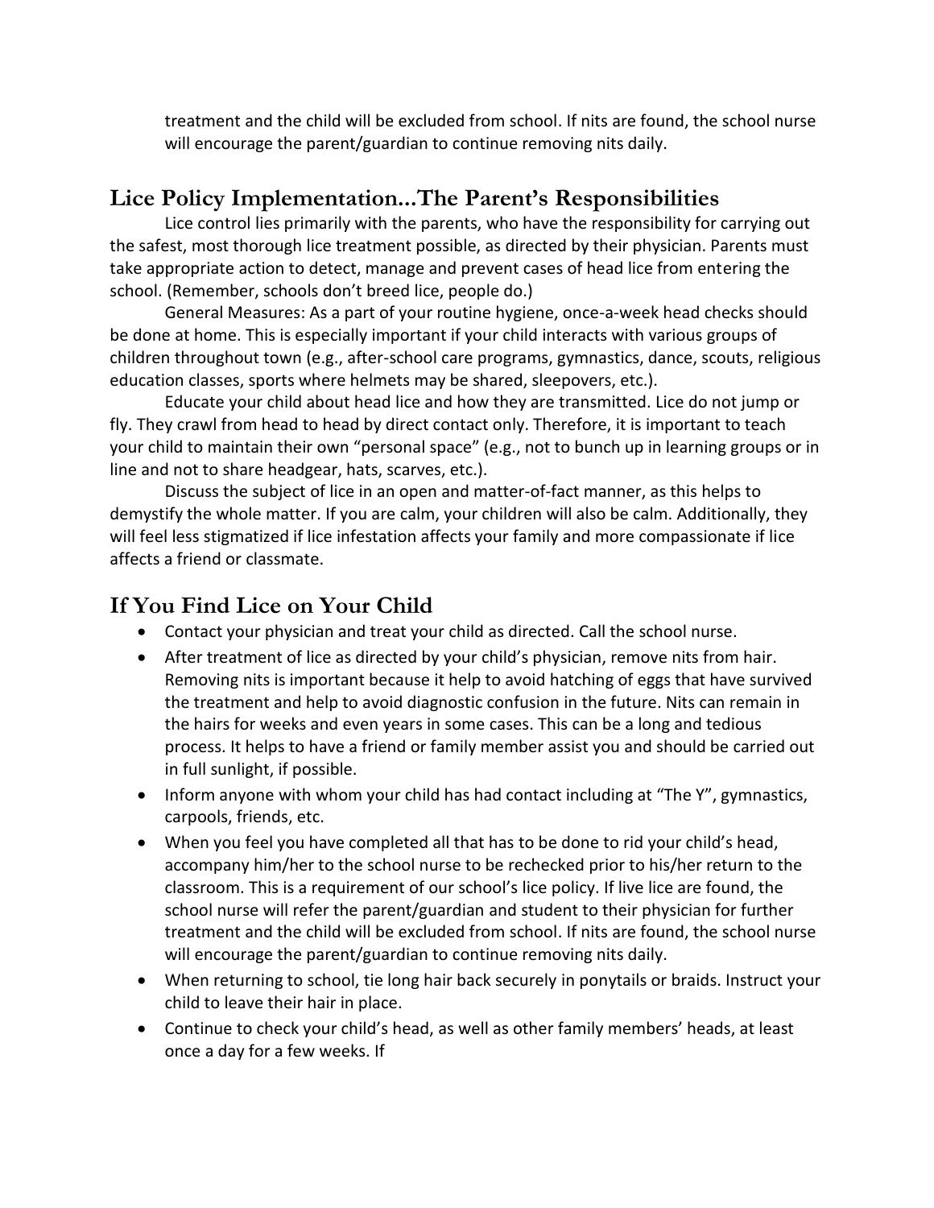treatment and the child will be excluded from school. If nits are found, the school nurse will encourage the parent/guardian to continue removing nits daily.

## Lice Policy Implementation...The Parent's Responsibilities

Lice control lies primarily with the parents, who have the responsibility for carrying out the safest, most thorough lice treatment possible, as directed by their physician. Parents must take appropriate action to detect, manage and prevent cases of head lice from entering the school. (Remember, schools don't breed lice, people do.)

General Measures: As a part of your routine hygiene, once-a-week head checks should be done at home. This is especially important if your child interacts with various groups of children throughout town (e.g., after-school care programs, gymnastics, dance, scouts, religious education classes, sports where helmets may be shared, sleepovers, etc.).

Educate your child about head lice and how they are transmitted. Lice do not jump or fly. They crawl from head to head by direct contact only. Therefore, it is important to teach your child to maintain their own "personal space" (e.g., not to bunch up in learning groups or in line and not to share headgear, hats, scarves, etc.).

Discuss the subject of lice in an open and matter-of-fact manner, as this helps to demystify the whole matter. If you are calm, your children will also be calm. Additionally, they will feel less stigmatized if lice infestation affects your family and more compassionate if lice affects a friend or classmate.

## If You Find Lice on Your Child

- Contact your physician and treat your child as directed. Call the school nurse.
- After treatment of lice as directed by your child's physician, remove nits from hair. Removing nits is important because it help to avoid hatching of eggs that have survived the treatment and help to avoid diagnostic confusion in the future. Nits can remain in the hairs for weeks and even years in some cases. This can be a long and tedious process. It helps to have a friend or family member assist you and should be carried out in full sunlight, if possible.
- Inform anyone with whom your child has had contact including at "The Y", gymnastics, carpools, friends, etc.
- When you feel you have completed all that has to be done to rid your child's head, accompany him/her to the school nurse to be rechecked prior to his/her return to the classroom. This is a requirement of our school's lice policy. If live lice are found, the school nurse will refer the parent/guardian and student to their physician for further treatment and the child will be excluded from school. If nits are found, the school nurse will encourage the parent/guardian to continue removing nits daily.
- When returning to school, tie long hair back securely in ponytails or braids. Instruct your child to leave their hair in place.
- Continue to check your child's head, as well as other family members' heads, at least once a day for a few weeks. If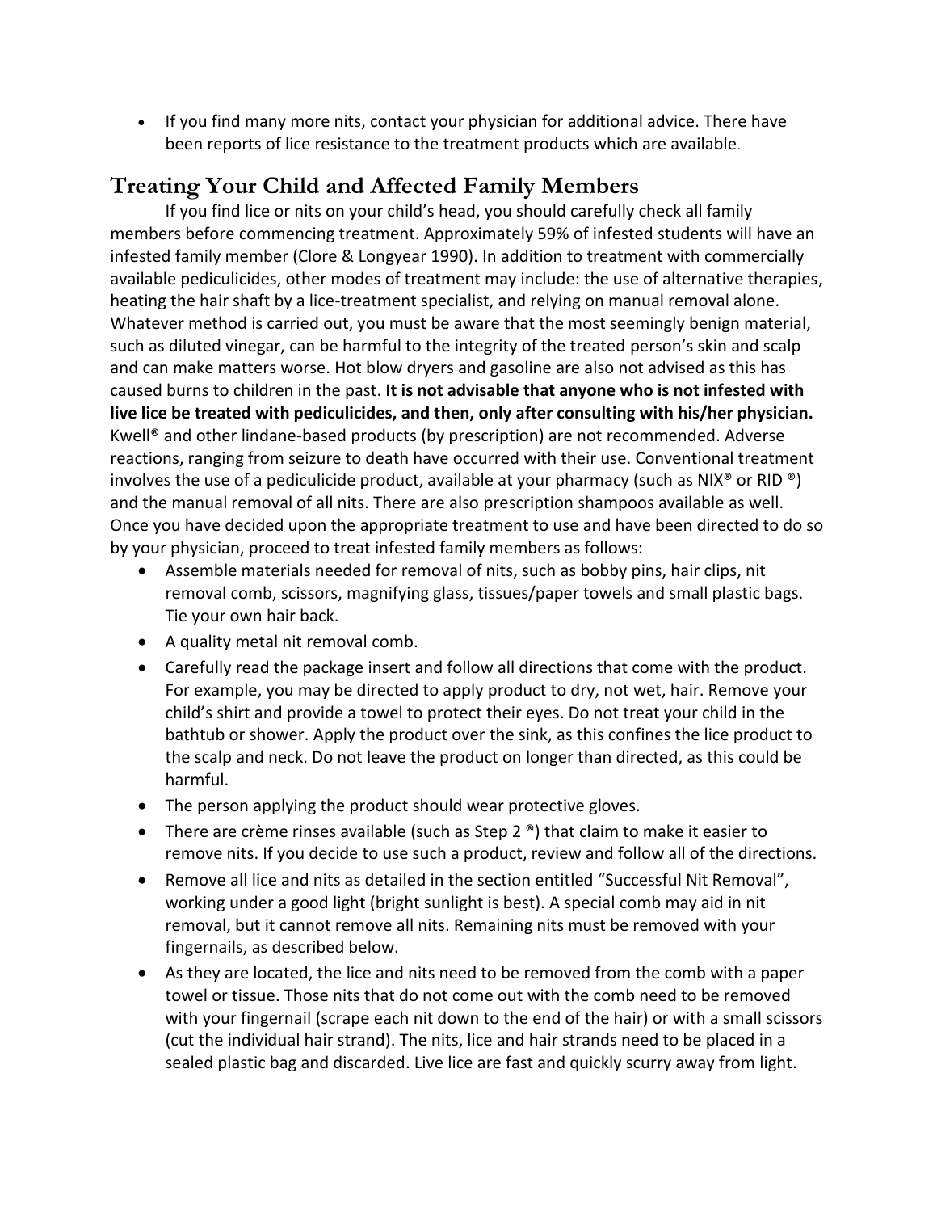- If you find many more nits, contact your physician for additional advice. There have been reports of lice resistance to the treatment products which are available.

## Treating Your Child and Affected Family Members

If you find lice or nits on your child's head, you should carefully check all family members before commencing treatment. Approximately 59% of infested students will have an infested family member (Clore & Longyear 1990). In addition to treatment with commercially available pediculicides, other modes of treatment may include: the use of alternative therapies, heating the hair shaft by a lice-treatment specialist, and relying on manual removal alone. Whatever method is carried out, you must be aware that the most seemingly benign material, such as diluted vinegar, can be harmful to the integrity of the treated person's skin and scalp and can make matters worse. Hot blow dryers and gasoline are also not advised as this has caused burns to children in the past. **It is not advisable that anyone who is not infested with live lice be treated with pediculicides, and then, only after consulting with his/her physician.** Kwell® and other lindane-based products (by prescription) are not recommended. Adverse reactions, ranging from seizure to death have occurred with their use. Conventional treatment involves the use of a pediculicide product, available at your pharmacy (such as NIX® or RID ®) and the manual removal of all nits. There are also prescription shampoos available as well. Once you have decided upon the appropriate treatment to use and have been directed to do so by your physician, proceed to treat infested family members as follows:

- Assemble materials needed for removal of nits, such as bobby pins, hair clips, nit removal comb, scissors, magnifying glass, tissues/paper towels and small plastic bags. Tie your own hair back.
- A quality metal nit removal comb.
- Carefully read the package insert and follow all directions that come with the product. For example, you may be directed to apply product to dry, not wet, hair. Remove your child's shirt and provide a towel to protect their eyes. Do not treat your child in the bathtub or shower. Apply the product over the sink, as this confines the lice product to the scalp and neck. Do not leave the product on longer than directed, as this could be harmful.
- The person applying the product should wear protective gloves.
- There are crème rinses available (such as Step 2 ®) that claim to make it easier to remove nits. If you decide to use such a product, review and follow all of the directions.
- Remove all lice and nits as detailed in the section entitled "Successful Nit Removal", working under a good light (bright sunlight is best). A special comb may aid in nit removal, but it cannot remove all nits. Remaining nits must be removed with your fingernails, as described below.
- As they are located, the lice and nits need to be removed from the comb with a paper towel or tissue. Those nits that do not come out with the comb need to be removed with your fingernail (scrape each nit down to the end of the hair) or with a small scissors (cut the individual hair strand). The nits, lice and hair strands need to be placed in a sealed plastic bag and discarded. Live lice are fast and quickly scurry away from light.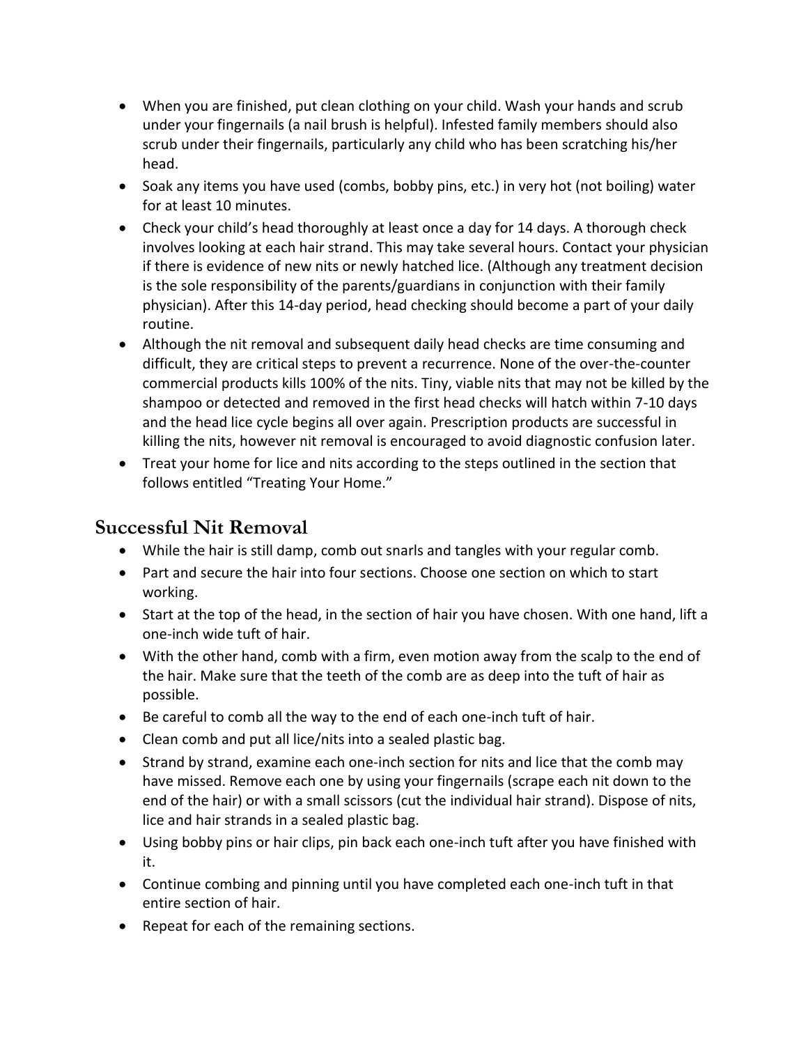- When you are finished, put clean clothing on your child. Wash your hands and scrub under your fingernails (a nail brush is helpful). Infested family members should also scrub under their fingernails, particularly any child who has been scratching his/her head.
- Soak any items you have used (combs, bobby pins, etc.) in very hot (not boiling) water for at least 10 minutes.
- Check your child's head thoroughly at least once a day for 14 days. A thorough check involves looking at each hair strand. This may take several hours. Contact your physician if there is evidence of new nits or newly hatched lice. (Although any treatment decision is the sole responsibility of the parents/guardians in conjunction with their family physician). After this 14-day period, head checking should become a part of your daily routine.
- Although the nit removal and subsequent daily head checks are time consuming and difficult, they are critical steps to prevent a recurrence. None of the over-the-counter commercial products kills 100% of the nits. Tiny, viable nits that may not be killed by the shampoo or detected and removed in the first head checks will hatch within 7-10 days and the head lice cycle begins all over again. Prescription products are successful in killing the nits, however nit removal is encouraged to avoid diagnostic confusion later.
- Treat your home for lice and nits according to the steps outlined in the section that follows entitled "Treating Your Home."

## Successful Nit Removal

- While the hair is still damp, comb out snarls and tangles with your regular comb.
- Part and secure the hair into four sections. Choose one section on which to start working.
- Start at the top of the head, in the section of hair you have chosen. With one hand, lift a one-inch wide tuft of hair.
- With the other hand, comb with a firm, even motion away from the scalp to the end of the hair. Make sure that the teeth of the comb are as deep into the tuft of hair as possible.
- Be careful to comb all the way to the end of each one-inch tuft of hair.
- Clean comb and put all lice/nits into a sealed plastic bag.
- Strand by strand, examine each one-inch section for nits and lice that the comb may have missed. Remove each one by using your fingernails (scrape each nit down to the end of the hair) or with a small scissors (cut the individual hair strand). Dispose of nits, lice and hair strands in a sealed plastic bag.
- Using bobby pins or hair clips, pin back each one-inch tuft after you have finished with it.
- Continue combing and pinning until you have completed each one-inch tuft in that entire section of hair.
- Repeat for each of the remaining sections.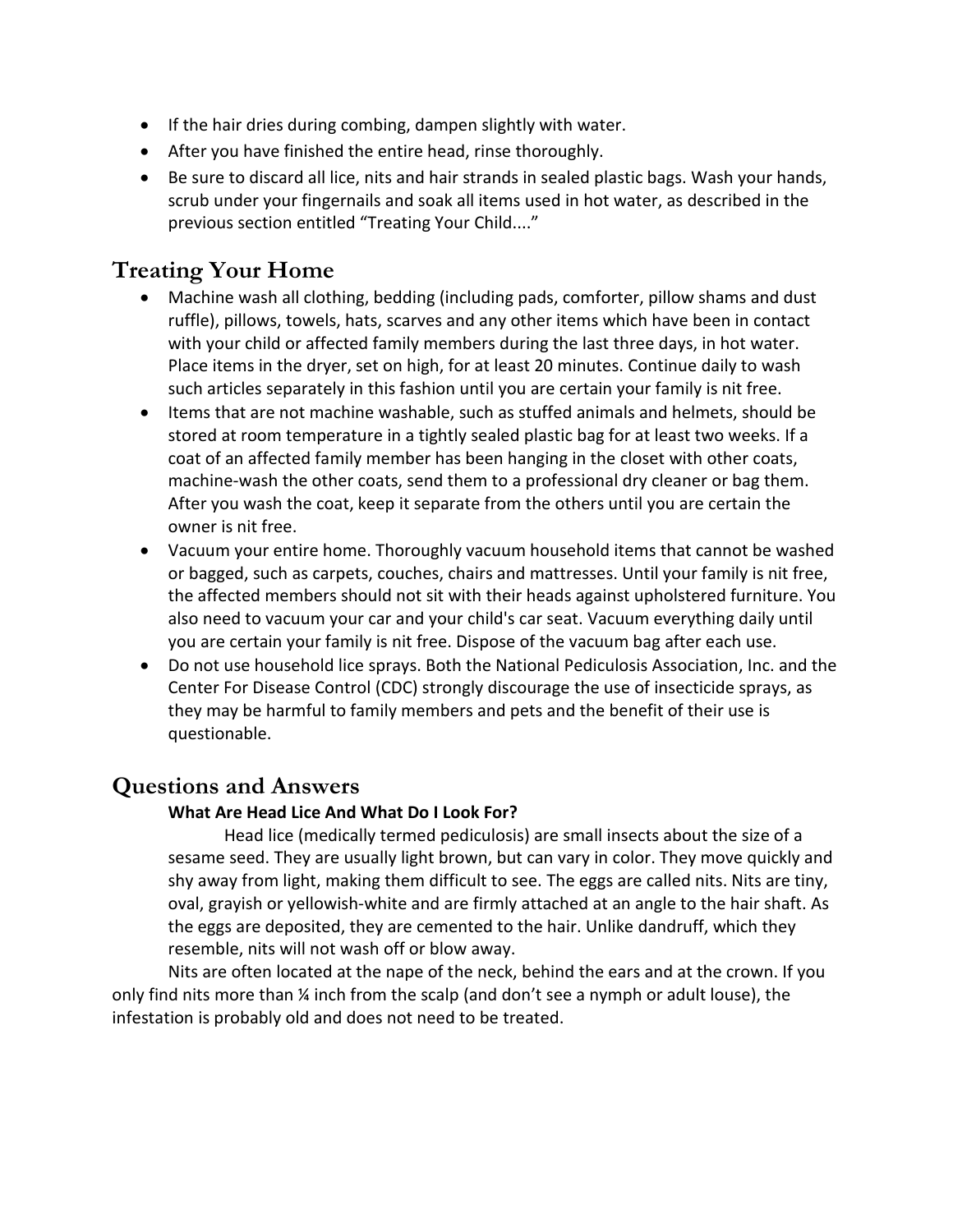- If the hair dries during combing, dampen slightly with water.
- After you have finished the entire head, rinse thoroughly.
- Be sure to discard all lice, nits and hair strands in sealed plastic bags. Wash your hands, scrub under your fingernails and soak all items used in hot water, as described in the previous section entitled "Treating Your Child...."

## Treating Your Home

- Machine wash all clothing, bedding (including pads, comforter, pillow shams and dust ruffle), pillows, towels, hats, scarves and any other items which have been in contact with your child or affected family members during the last three days, in hot water. Place items in the dryer, set on high, for at least 20 minutes. Continue daily to wash such articles separately in this fashion until you are certain your family is nit free.
- Items that are not machine washable, such as stuffed animals and helmets, should be stored at room temperature in a tightly sealed plastic bag for at least two weeks. If a coat of an affected family member has been hanging in the closet with other coats, machine-wash the other coats, send them to a professional dry cleaner or bag them. After you wash the coat, keep it separate from the others until you are certain the owner is nit free.
- Vacuum your entire home. Thoroughly vacuum household items that cannot be washed or bagged, such as carpets, couches, chairs and mattresses. Until your family is nit free, the affected members should not sit with their heads against upholstered furniture. You also need to vacuum your car and your child's car seat. Vacuum everything daily until you are certain your family is nit free. Dispose of the vacuum bag after each use.
- Do not use household lice sprays. Both the National Pediculosis Association, Inc. and the Center For Disease Control (CDC) strongly discourage the use of insecticide sprays, as they may be harmful to family members and pets and the benefit of their use is questionable.

## Questions and Answers

**What Are Head Lice And What Do I Look For?**

Head lice (medically termed pediculosis) are small insects about the size of a sesame seed. They are usually light brown, but can vary in color. They move quickly and shy away from light, making them difficult to see. The eggs are called nits. Nits are tiny, oval, grayish or yellowish-white and are firmly attached at an angle to the hair shaft. As the eggs are deposited, they are cemented to the hair. Unlike dandruff, which they resemble, nits will not wash off or blow away.

Nits are often located at the nape of the neck, behind the ears and at the crown. If you only find nits more than ¼ inch from the scalp (and don't see a nymph or adult louse), the infestation is probably old and does not need to be treated.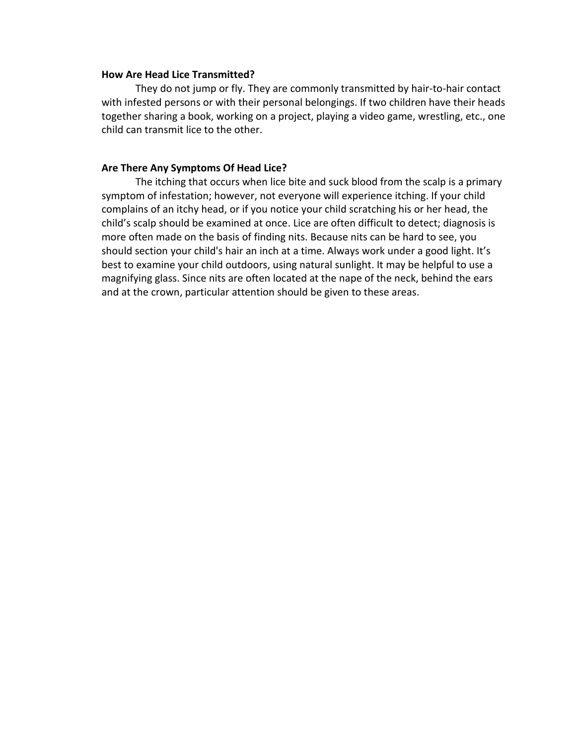**How Are Head Lice Transmitted?**

They do not jump or fly. They are commonly transmitted by hair-to-hair contact with infested persons or with their personal belongings. If two children have their heads together sharing a book, working on a project, playing a video game, wrestling, etc., one child can transmit lice to the other.

**Are There Any Symptoms Of Head Lice?**

The itching that occurs when lice bite and suck blood from the scalp is a primary symptom of infestation; however, not everyone will experience itching. If your child complains of an itchy head, or if you notice your child scratching his or her head, the child's scalp should be examined at once. Lice are often difficult to detect; diagnosis is more often made on the basis of finding nits. Because nits can be hard to see, you should section your child's hair an inch at a time. Always work under a good light. It's best to examine your child outdoors, using natural sunlight. It may be helpful to use a magnifying glass. Since nits are often located at the nape of the neck, behind the ears and at the crown, particular attention should be given to these areas.